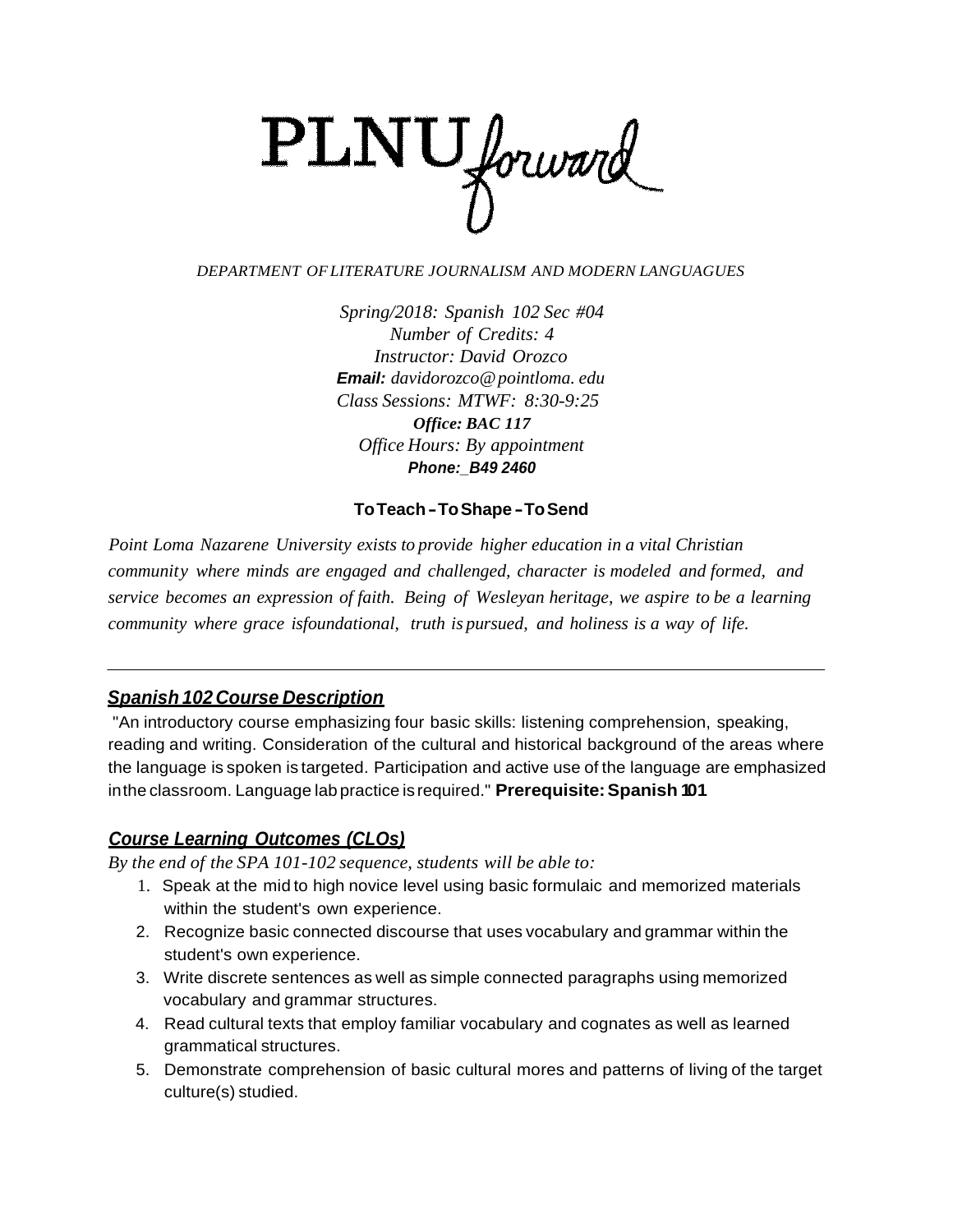# PLNU forward

*DEPARTMENT OF LITERATURE JOURNALISM AND MODERN LANGUAGUES*

*Spring/2018: Spanish 102 Sec #04*
*Number of Credits: 4*
*Instructor: David Orozco*
***Email:** davidorozco@pointloma.edu*
*Class Sessions: MTWF: 8:30-9:25*
***Office: BAC 117***
*Office Hours: By appointment*
***Phone:_B49 2460***

**To Teach - To Shape - To Send**

*Point Loma Nazarene University exists to provide higher education in a vital Christian community where minds are engaged and challenged, character is modeled and formed, and service becomes an expression of faith. Being of Wesleyan heritage, we aspire to be a learning community where grace isfoundational, truth is pursued, and holiness is a way of life.*

---

## ***Spanish 102 Course Description***

"An introductory course emphasizing four basic skills: listening comprehension, speaking, reading and writing. Consideration of the cultural and historical background of the areas where the language is spoken is targeted. Participation and active use of the language are emphasized in the classroom. Language lab practice is required." **Prerequisite: Spanish 101**

## ***Course Learning Outcomes (CLOs)***

*By the end of the SPA 101-102 sequence, students will be able to:*

1. Speak at the mid to high novice level using basic formulaic and memorized materials within the student's own experience.
2. Recognize basic connected discourse that uses vocabulary and grammar within the student's own experience.
3. Write discrete sentences as well as simple connected paragraphs using memorized vocabulary and grammar structures.
4. Read cultural texts that employ familiar vocabulary and cognates as well as learned grammatical structures.
5. Demonstrate comprehension of basic cultural mores and patterns of living of the target culture(s) studied.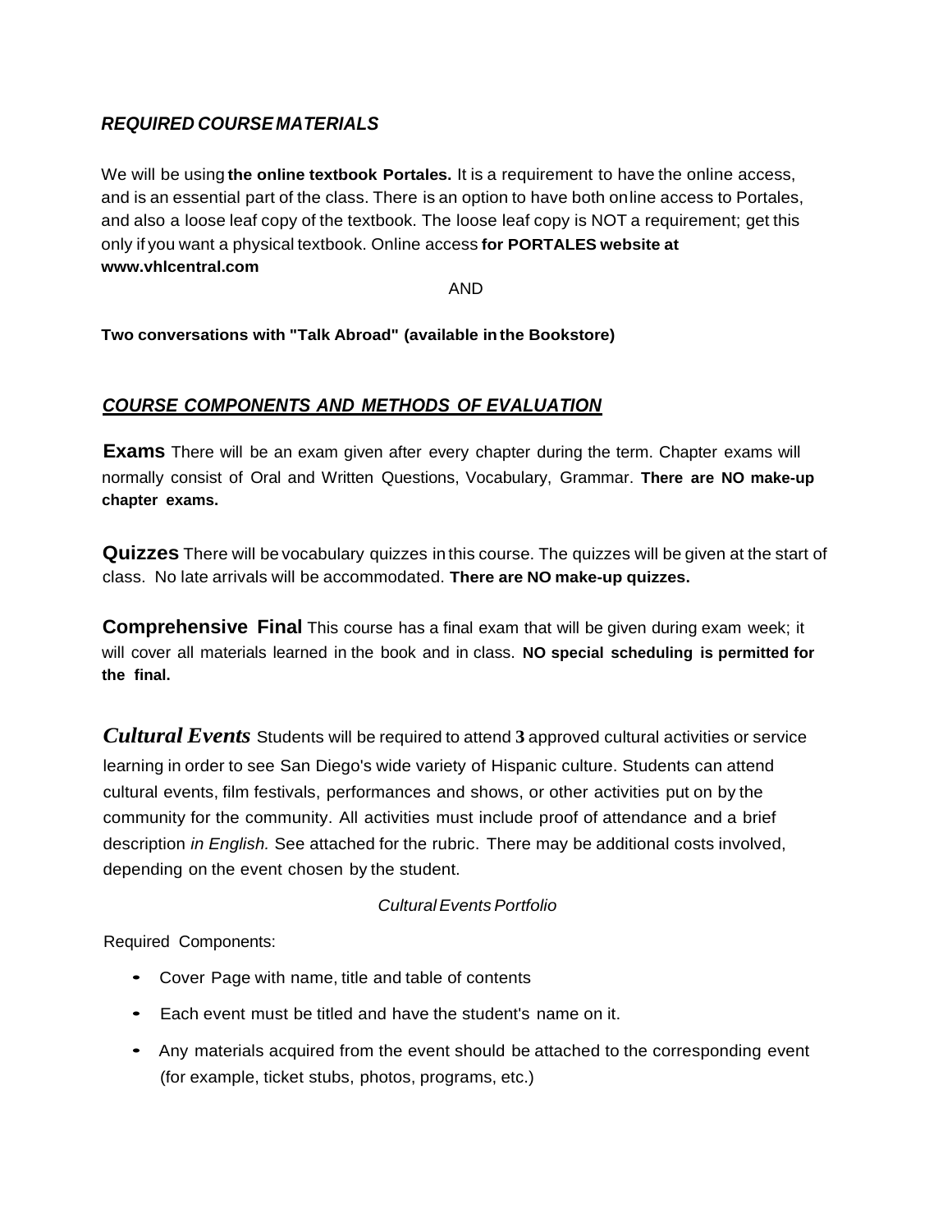## *REQUIRED COURSE MATERIALS*

We will be using **the online textbook Portales.** It is a requirement to have the online access, and is an essential part of the class. There is an option to have both online access to Portales, and also a loose leaf copy of the textbook. The loose leaf copy is NOT a requirement; get this only if you want a physical textbook. Online access **for PORTALES website at www.vhlcentral.com**

AND

**Two conversations with "Talk Abroad" (available in the Bookstore)**

## ***COURSE COMPONENTS AND METHODS OF EVALUATION***

**Exams** There will be an exam given after every chapter during the term. Chapter exams will normally consist of Oral and Written Questions, Vocabulary, Grammar. **There are NO make-up chapter exams.**

**Quizzes** There will be vocabulary quizzes in this course. The quizzes will be given at the start of class. No late arrivals will be accommodated. **There are NO make-up quizzes.**

**Comprehensive Final** This course has a final exam that will be given during exam week; it will cover all materials learned in the book and in class. **NO special scheduling is permitted for the final.**

***Cultural Events*** Students will be required to attend **3** approved cultural activities or service learning in order to see San Diego's wide variety of Hispanic culture. Students can attend cultural events, film festivals, performances and shows, or other activities put on by the community for the community. All activities must include proof of attendance and a brief description *in English.* See attached for the rubric. There may be additional costs involved, depending on the event chosen by the student.

*Cultural Events Portfolio*

Required Components:

- Cover Page with name, title and table of contents
- Each event must be titled and have the student's name on it.
- Any materials acquired from the event should be attached to the corresponding event (for example, ticket stubs, photos, programs, etc.)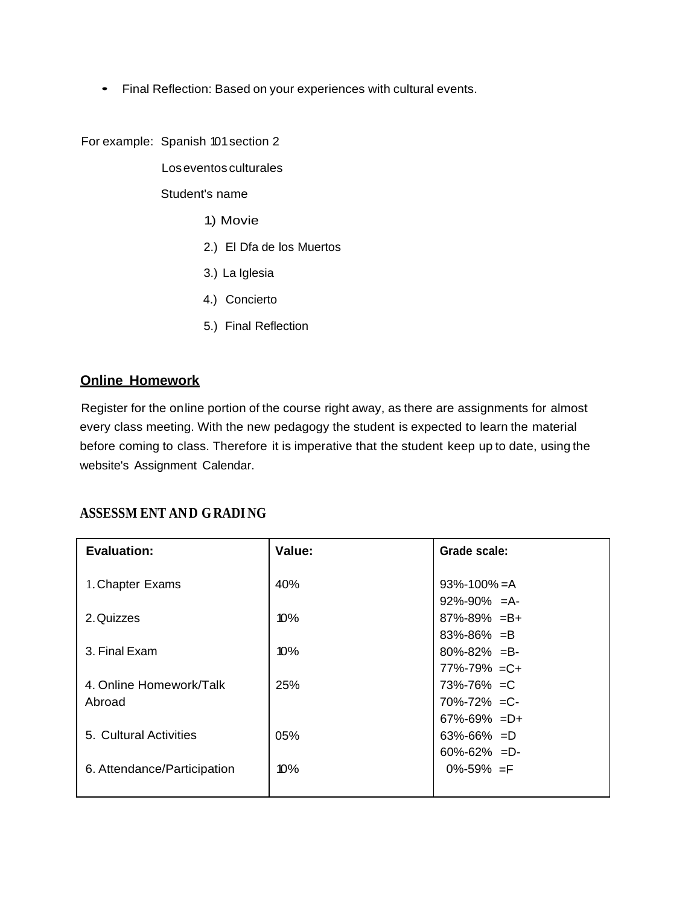- Final Reflection: Based on your experiences with cultural events.

For example: Spanish 101 section 2

Los eventos culturales

Student's name

1) Movie

2.) El Dfa de los Muertos

3.) La Iglesia

4.) Concierto

5.) Final Reflection

## Online Homework

Register for the online portion of the course right away, as there are assignments for almost every class meeting. With the new pedagogy the student is expected to learn the material before coming to class. Therefore it is imperative that the student keep up to date, using the website's Assignment Calendar.

## ASSESSMENT AND GRADING

| Evaluation: | Value: | Grade scale: |
|---|---|---|
| 1. Chapter Exams | 40% | 93%-100% =A<br>92%-90% =A- |
| 2. Quizzes | 10% | 87%-89% =B+<br>83%-86% =B |
| 3. Final Exam | 10% | 80%-82% =B-<br>77%-79% =C+ |
| 4. Online Homework/Talk Abroad | 25% | 73%-76% =C<br>70%-72% =C-<br>67%-69% =D+ |
| 5. Cultural Activities | 05% | 63%-66% =D<br>60%-62% =D- |
| 6. Attendance/Participation | 10% | 0%-59% =F |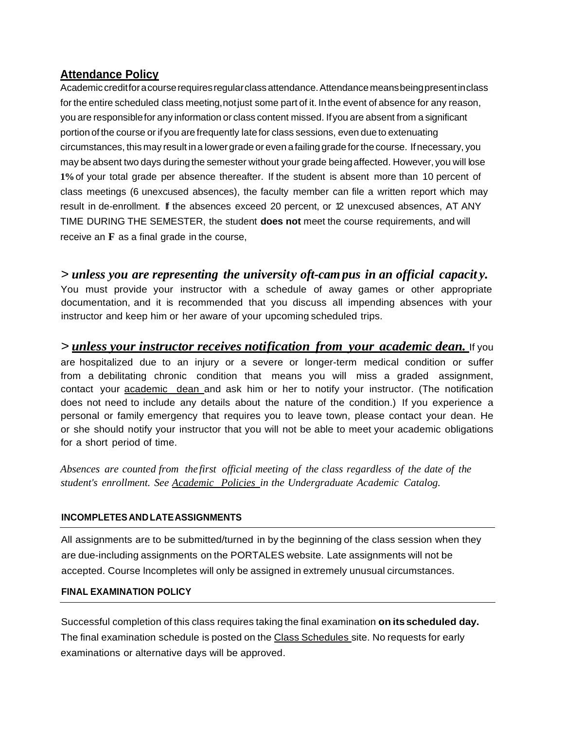## Attendance Policy

Academic credit for a course requires regular class attendance. Attendance means being present in class for the entire scheduled class meeting, not just some part of it. In the event of absence for any reason, you are responsible for any information or class content missed. If you are absent from a significant portion of the course or if you are frequently late for class sessions, even due to extenuating circumstances, this may result in a lower grade or even a failing grade for the course. If necessary, you may be absent two days during the semester without your grade being affected. However, you will lose **1%** of your total grade per absence thereafter. If the student is absent more than 10 percent of class meetings (6 unexcused absences), the faculty member can file a written report which may result in de-enrollment. If the absences exceed 20 percent, or 12 unexcused absences, AT ANY TIME DURING THE SEMESTER, the student **does not** meet the course requirements, and will receive an **F** as a final grade in the course,

> ***unless you are representing the university oft-campus in an official capacity.*** You must provide your instructor with a schedule of away games or other appropriate documentation, and it is recommended that you discuss all impending absences with your instructor and keep him or her aware of your upcoming scheduled trips.

> ***unless your instructor receives notification from your academic dean.*** If you are hospitalized due to an injury or a severe or longer-term medical condition or suffer from a debilitating chronic condition that means you will miss a graded assignment, contact your academic dean and ask him or her to notify your instructor. (The notification does not need to include any details about the nature of the condition.) If you experience a personal or family emergency that requires you to leave town, please contact your dean. He or she should notify your instructor that you will not be able to meet your academic obligations for a short period of time.

*Absences are counted from the first official meeting of the class regardless of the date of the student's enrollment. See Academic Policies in the Undergraduate Academic Catalog.*

#### INCOMPLETES AND LATE ASSIGNMENTS

All assignments are to be submitted/turned in by the beginning of the class session when they are due-including assignments on the PORTALES website. Late assignments will not be accepted. Course Incompletes will only be assigned in extremely unusual circumstances.

#### FINAL EXAMINATION POLICY

Successful completion of this class requires taking the final examination **on its scheduled day.** The final examination schedule is posted on the Class Schedules site. No requests for early examinations or alternative days will be approved.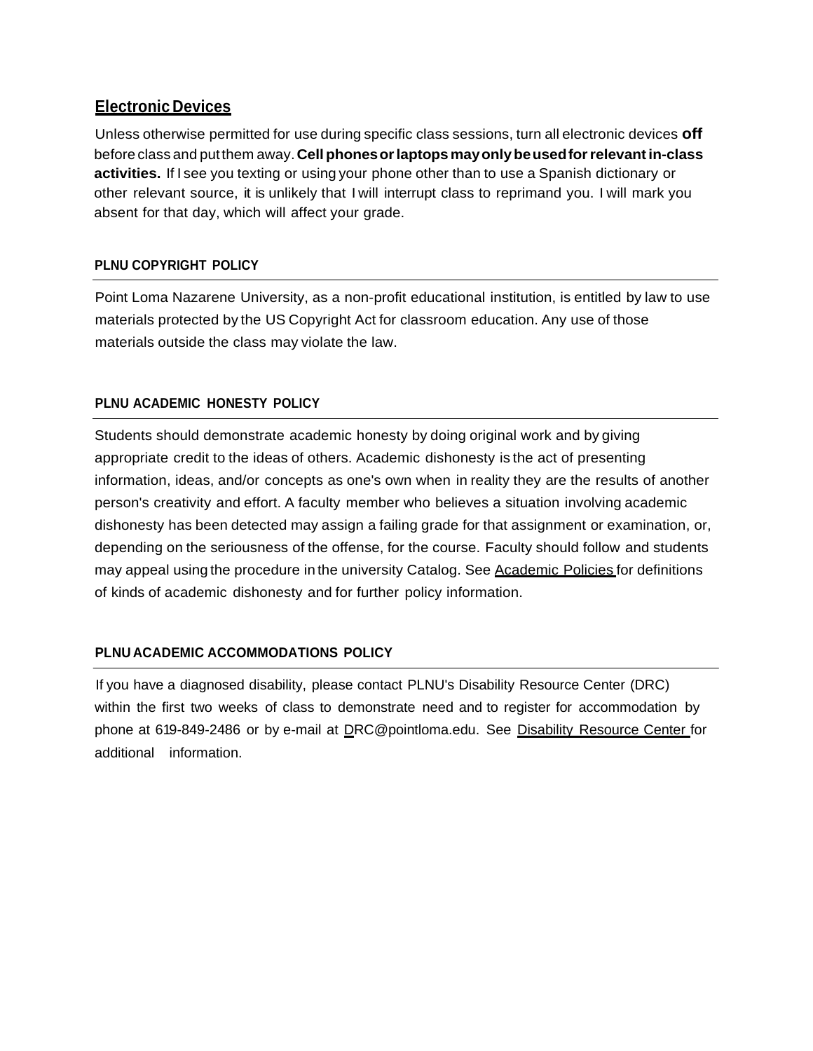## Electronic Devices

Unless otherwise permitted for use during specific class sessions, turn all electronic devices **off** before class and put them away. **Cell phones or laptops may only be used for relevant in-class activities.** If I see you texting or using your phone other than to use a Spanish dictionary or other relevant source, it is unlikely that I will interrupt class to reprimand you. I will mark you absent for that day, which will affect your grade.

### PLNU COPYRIGHT POLICY

Point Loma Nazarene University, as a non-profit educational institution, is entitled by law to use materials protected by the US Copyright Act for classroom education. Any use of those materials outside the class may violate the law.

### PLNU ACADEMIC HONESTY POLICY

Students should demonstrate academic honesty by doing original work and by giving appropriate credit to the ideas of others. Academic dishonesty is the act of presenting information, ideas, and/or concepts as one's own when in reality they are the results of another person's creativity and effort. A faculty member who believes a situation involving academic dishonesty has been detected may assign a failing grade for that assignment or examination, or, depending on the seriousness of the offense, for the course. Faculty should follow and students may appeal using the procedure in the university Catalog. See Academic Policies for definitions of kinds of academic dishonesty and for further policy information.

### PLNU ACADEMIC ACCOMMODATIONS POLICY

If you have a diagnosed disability, please contact PLNU's Disability Resource Center (DRC) within the first two weeks of class to demonstrate need and to register for accommodation by phone at 619-849-2486 or by e-mail at DRC@pointloma.edu. See Disability Resource Center for additional information.